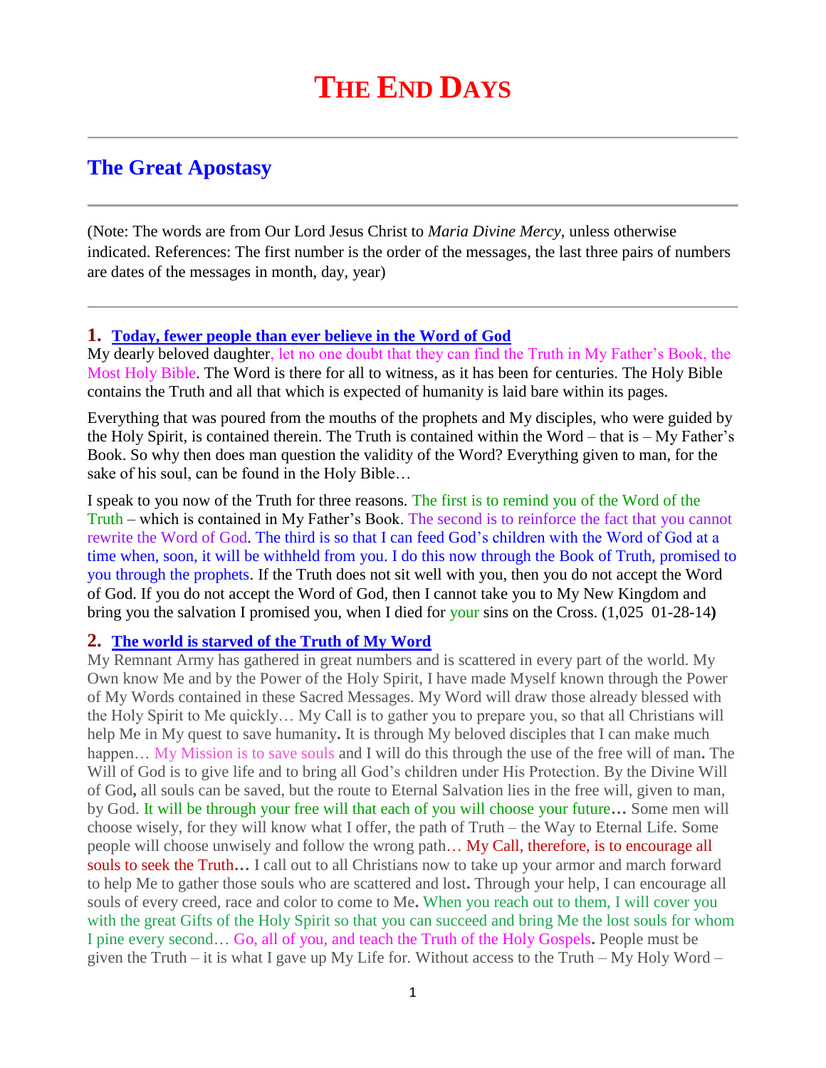# THE END DAYS

## The Great Apostasy

(Note: The words are from Our Lord Jesus Christ to *Maria Divine Mercy*, unless otherwise indicated. References: The first number is the order of the messages, the last three pairs of numbers are dates of the messages in month, day, year)

### 1. Today, fewer people than ever believe in the Word of God

My dearly beloved daughter, let no one doubt that they can find the Truth in My Father's Book, the Most Holy Bible. The Word is there for all to witness, as it has been for centuries. The Holy Bible contains the Truth and all that which is expected of humanity is laid bare within its pages.

Everything that was poured from the mouths of the prophets and My disciples, who were guided by the Holy Spirit, is contained therein. The Truth is contained within the Word – that is – My Father's Book. So why then does man question the validity of the Word? Everything given to man, for the sake of his soul, can be found in the Holy Bible…

I speak to you now of the Truth for three reasons. The first is to remind you of the Word of the Truth – which is contained in My Father's Book. The second is to reinforce the fact that you cannot rewrite the Word of God. The third is so that I can feed God's children with the Word of God at a time when, soon, it will be withheld from you. I do this now through the Book of Truth, promised to you through the prophets. If the Truth does not sit well with you, then you do not accept the Word of God. If you do not accept the Word of God, then I cannot take you to My New Kingdom and bring you the salvation I promised you, when I died for your sins on the Cross. (1,025 01-28-14)

### 2. The world is starved of the Truth of My Word

My Remnant Army has gathered in great numbers and is scattered in every part of the world. My Own know Me and by the Power of the Holy Spirit, I have made Myself known through the Power of My Words contained in these Sacred Messages. My Word will draw those already blessed with the Holy Spirit to Me quickly… My Call is to gather you to prepare you, so that all Christians will help Me in My quest to save humanity**.** It is through My beloved disciples that I can make much happen… My Mission is to save souls and I will do this through the use of the free will of man**.** The Will of God is to give life and to bring all God's children under His Protection. By the Divine Will of God**,** all souls can be saved, but the route to Eternal Salvation lies in the free will, given to man, by God. It will be through your free will that each of you will choose your future**…** Some men will choose wisely, for they will know what I offer, the path of Truth – the Way to Eternal Life. Some people will choose unwisely and follow the wrong path… My Call, therefore, is to encourage all souls to seek the Truth**…** I call out to all Christians now to take up your armor and march forward to help Me to gather those souls who are scattered and lost**.** Through your help, I can encourage all souls of every creed, race and color to come to Me**.** When you reach out to them, I will cover you with the great Gifts of the Holy Spirit so that you can succeed and bring Me the lost souls for whom I pine every second… Go, all of you, and teach the Truth of the Holy Gospels**.** People must be given the Truth – it is what I gave up My Life for. Without access to the Truth – My Holy Word –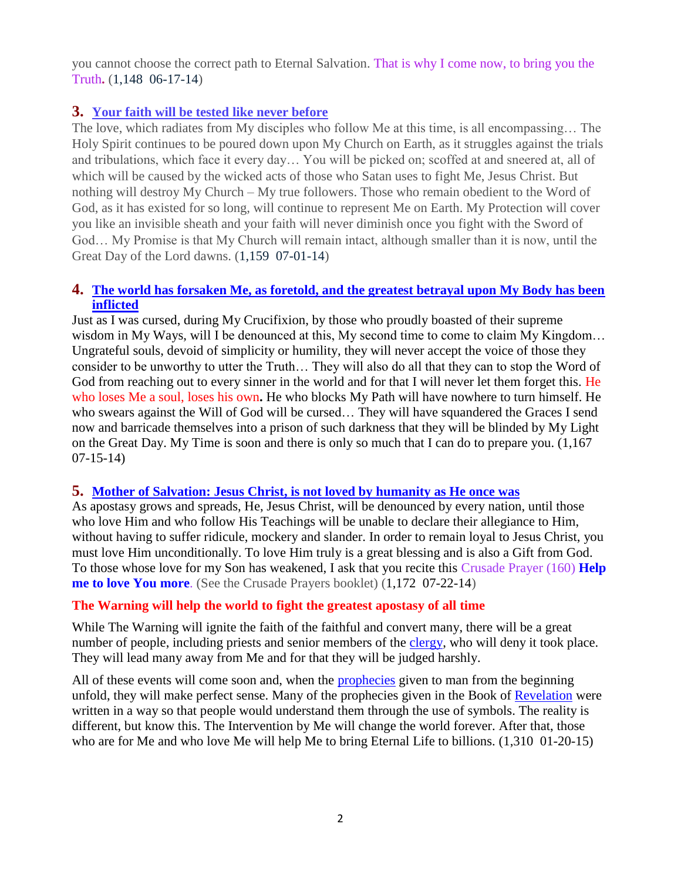you cannot choose the correct path to Eternal Salvation. That is why I come now, to bring you the Truth**.** (1,148 06-17-14)

## 3. Your faith will be tested like never before

The love, which radiates from My disciples who follow Me at this time, is all encompassing… The Holy Spirit continues to be poured down upon My Church on Earth, as it struggles against the trials and tribulations, which face it every day… You will be picked on; scoffed at and sneered at, all of which will be caused by the wicked acts of those who Satan uses to fight Me, Jesus Christ. But nothing will destroy My Church – My true followers. Those who remain obedient to the Word of God, as it has existed for so long, will continue to represent Me on Earth. My Protection will cover you like an invisible sheath and your faith will never diminish once you fight with the Sword of God… My Promise is that My Church will remain intact, although smaller than it is now, until the Great Day of the Lord dawns. (1,159 07-01-14)

## 4. The world has forsaken Me, as foretold, and the greatest betrayal upon My Body has been inflicted

Just as I was cursed, during My Crucifixion, by those who proudly boasted of their supreme wisdom in My Ways, will I be denounced at this, My second time to come to claim My Kingdom… Ungrateful souls, devoid of simplicity or humility, they will never accept the voice of those they consider to be unworthy to utter the Truth… They will also do all that they can to stop the Word of God from reaching out to every sinner in the world and for that I will never let them forget this. He who loses Me a soul, loses his own**.** He who blocks My Path will have nowhere to turn himself. He who swears against the Will of God will be cursed… They will have squandered the Graces I send now and barricade themselves into a prison of such darkness that they will be blinded by My Light on the Great Day. My Time is soon and there is only so much that I can do to prepare you. (1,167 07-15-14)

## 5. Mother of Salvation: Jesus Christ, is not loved by humanity as He once was

As apostasy grows and spreads, He, Jesus Christ, will be denounced by every nation, until those who love Him and who follow His Teachings will be unable to declare their allegiance to Him, without having to suffer ridicule, mockery and slander. In order to remain loyal to Jesus Christ, you must love Him unconditionally. To love Him truly is a great blessing and is also a Gift from God. To those whose love for my Son has weakened, I ask that you recite this Crusade Prayer (160) **Help me to love You more**. (See the Crusade Prayers booklet) (1,172 07-22-14)

**The Warning will help the world to fight the greatest apostasy of all time**

While The Warning will ignite the faith of the faithful and convert many, there will be a great number of people, including priests and senior members of the clergy, who will deny it took place. They will lead many away from Me and for that they will be judged harshly.

All of these events will come soon and, when the prophecies given to man from the beginning unfold, they will make perfect sense. Many of the prophecies given in the Book of Revelation were written in a way so that people would understand them through the use of symbols. The reality is different, but know this. The Intervention by Me will change the world forever. After that, those who are for Me and who love Me will help Me to bring Eternal Life to billions. (1,310 01-20-15)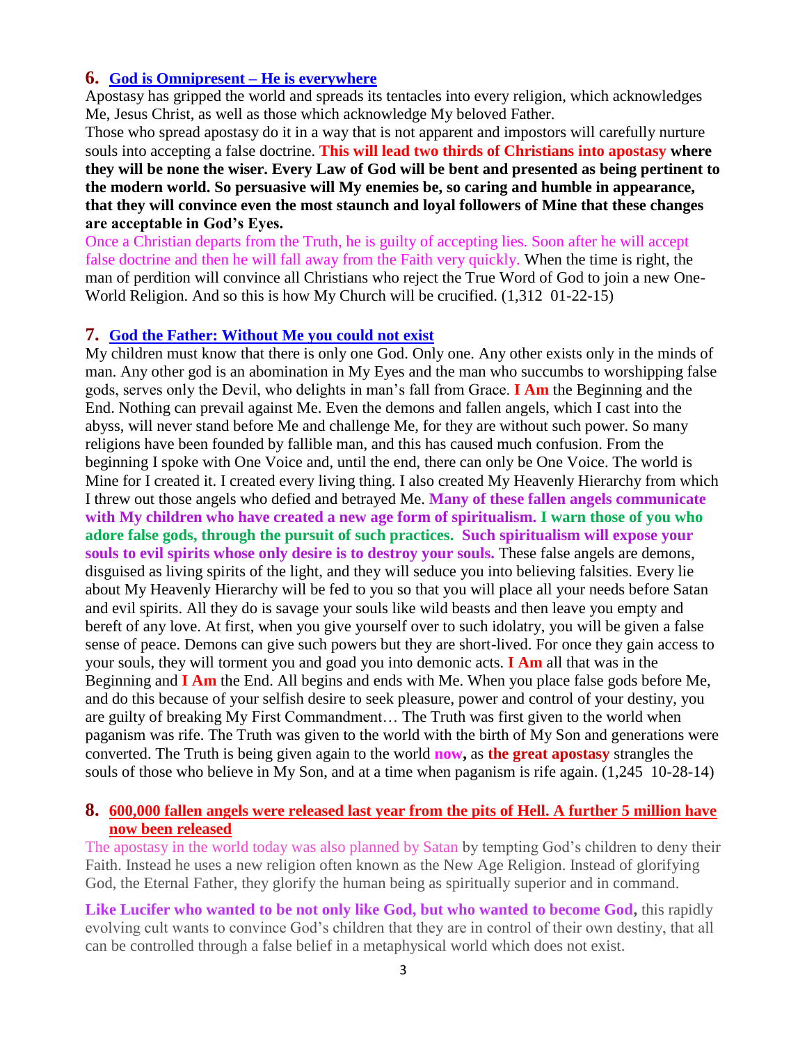## 6. God is Omnipresent – He is everywhere

Apostasy has gripped the world and spreads its tentacles into every religion, which acknowledges Me, Jesus Christ, as well as those which acknowledge My beloved Father.

Those who spread apostasy do it in a way that is not apparent and impostors will carefully nurture souls into accepting a false doctrine. **This will lead two thirds of Christians into apostasy where they will be none the wiser. Every Law of God will be bent and presented as being pertinent to the modern world. So persuasive will My enemies be, so caring and humble in appearance, that they will convince even the most staunch and loyal followers of Mine that these changes are acceptable in God's Eyes.**

Once a Christian departs from the Truth, he is guilty of accepting lies. Soon after he will accept false doctrine and then he will fall away from the Faith very quickly. When the time is right, the man of perdition will convince all Christians who reject the True Word of God to join a new One-World Religion. And so this is how My Church will be crucified. (1,312 01-22-15)

## 7. God the Father: Without Me you could not exist

My children must know that there is only one God. Only one. Any other exists only in the minds of man. Any other god is an abomination in My Eyes and the man who succumbs to worshipping false gods, serves only the Devil, who delights in man's fall from Grace. **I Am** the Beginning and the End. Nothing can prevail against Me. Even the demons and fallen angels, which I cast into the abyss, will never stand before Me and challenge Me, for they are without such power. So many religions have been founded by fallible man, and this has caused much confusion. From the beginning I spoke with One Voice and, until the end, there can only be One Voice. The world is Mine for I created it. I created every living thing. I also created My Heavenly Hierarchy from which I threw out those angels who defied and betrayed Me. **Many of these fallen angels communicate with My children who have created a new age form of spiritualism. I warn those of you who adore false gods, through the pursuit of such practices. Such spiritualism will expose your souls to evil spirits whose only desire is to destroy your souls.** These false angels are demons, disguised as living spirits of the light, and they will seduce you into believing falsities. Every lie about My Heavenly Hierarchy will be fed to you so that you will place all your needs before Satan and evil spirits. All they do is savage your souls like wild beasts and then leave you empty and bereft of any love. At first, when you give yourself over to such idolatry, you will be given a false sense of peace. Demons can give such powers but they are short-lived. For once they gain access to your souls, they will torment you and goad you into demonic acts. **I Am** all that was in the Beginning and **I Am** the End. All begins and ends with Me. When you place false gods before Me, and do this because of your selfish desire to seek pleasure, power and control of your destiny, you are guilty of breaking My First Commandment… The Truth was first given to the world when paganism was rife. The Truth was given to the world with the birth of My Son and generations were converted. The Truth is being given again to the world **now**, as **the great apostasy** strangles the souls of those who believe in My Son, and at a time when paganism is rife again. (1,245 10-28-14)

## 8. 600,000 fallen angels were released last year from the pits of Hell. A further 5 million have now been released

The apostasy in the world today was also planned by Satan by tempting God's children to deny their Faith. Instead he uses a new religion often known as the New Age Religion. Instead of glorifying God, the Eternal Father, they glorify the human being as spiritually superior and in command.

**Like Lucifer who wanted to be not only like God, but who wanted to become God,** this rapidly evolving cult wants to convince God's children that they are in control of their own destiny, that all can be controlled through a false belief in a metaphysical world which does not exist.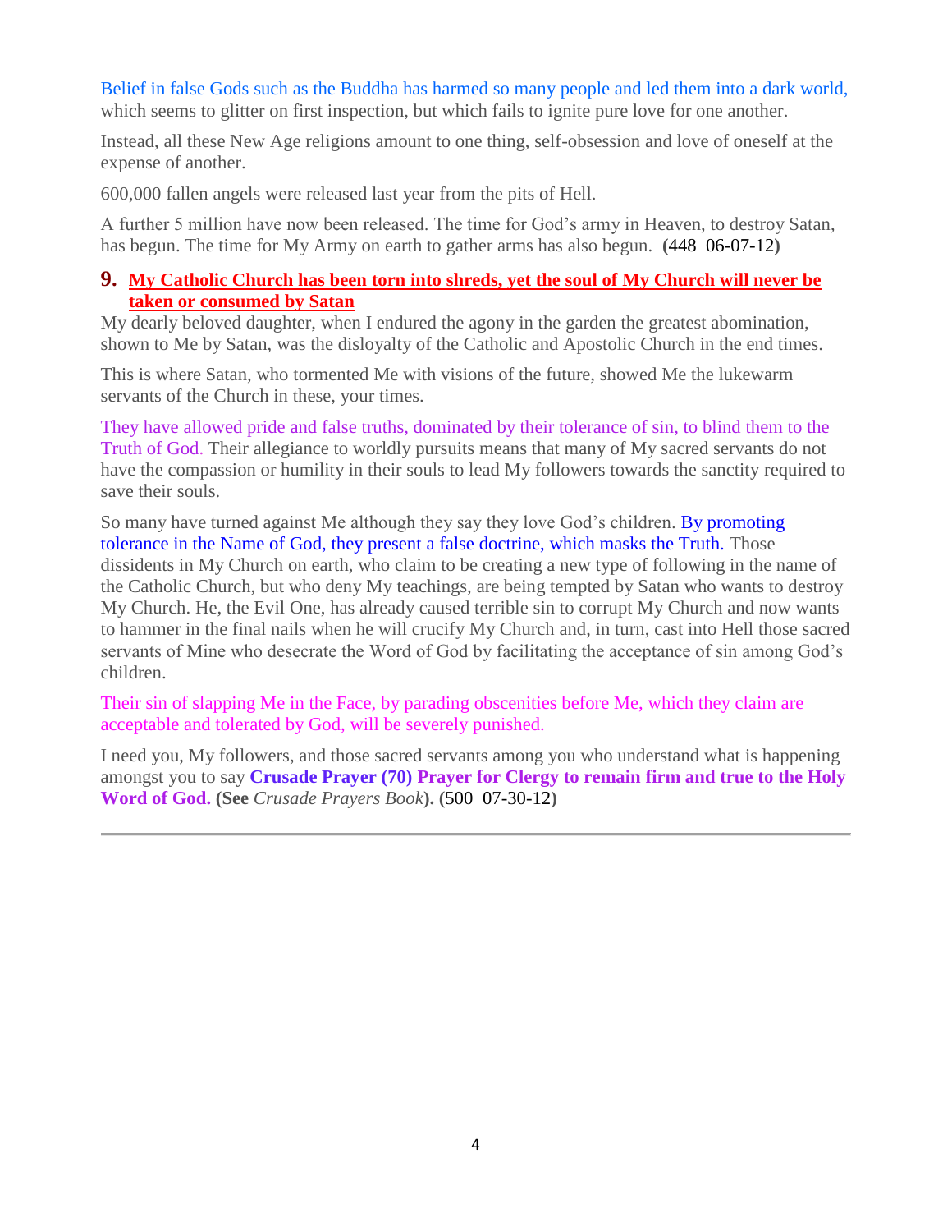Belief in false Gods such as the Buddha has harmed so many people and led them into a dark world, which seems to glitter on first inspection, but which fails to ignite pure love for one another.

Instead, all these New Age religions amount to one thing, self-obsession and love of oneself at the expense of another.

600,000 fallen angels were released last year from the pits of Hell.

A further 5 million have now been released. The time for God's army in Heaven, to destroy Satan, has begun. The time for My Army on earth to gather arms has also begun. **(**448 06-07-12**)**

### 9. My Catholic Church has been torn into shreds, yet the soul of My Church will never be taken or consumed by Satan

My dearly beloved daughter, when I endured the agony in the garden the greatest abomination, shown to Me by Satan, was the disloyalty of the Catholic and Apostolic Church in the end times.

This is where Satan, who tormented Me with visions of the future, showed Me the lukewarm servants of the Church in these, your times.

They have allowed pride and false truths, dominated by their tolerance of sin, to blind them to the Truth of God. Their allegiance to worldly pursuits means that many of My sacred servants do not have the compassion or humility in their souls to lead My followers towards the sanctity required to save their souls.

So many have turned against Me although they say they love God's children. By promoting tolerance in the Name of God, they present a false doctrine, which masks the Truth. Those dissidents in My Church on earth, who claim to be creating a new type of following in the name of the Catholic Church, but who deny My teachings, are being tempted by Satan who wants to destroy My Church. He, the Evil One, has already caused terrible sin to corrupt My Church and now wants to hammer in the final nails when he will crucify My Church and, in turn, cast into Hell those sacred servants of Mine who desecrate the Word of God by facilitating the acceptance of sin among God's children.

Their sin of slapping Me in the Face, by parading obscenities before Me, which they claim are acceptable and tolerated by God, will be severely punished.

I need you, My followers, and those sacred servants among you who understand what is happening amongst you to say **Crusade Prayer (70) Prayer for Clergy to remain firm and true to the Holy Word of God.** **(See** *Crusade Prayers Book***).** **(**500 07-30-12**)**

---